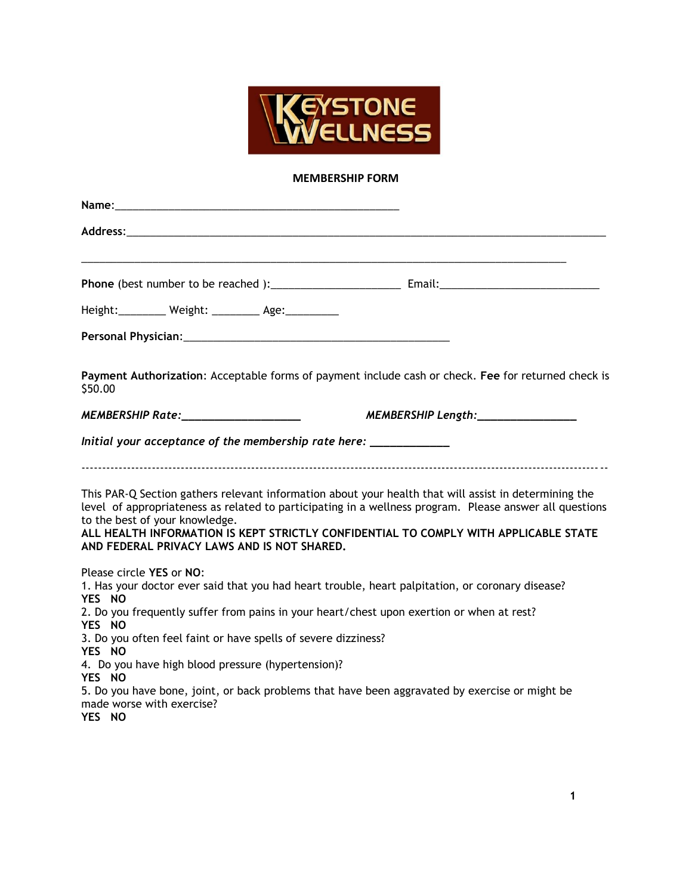KEYSTONE WELLNESS

**MEMBERSHIP FORM**

**Name:**__________________________________________________

**Address:**_____________________________________________________________________________________

_____________________________________________________________________________________

**Phone** (best number to be reached ):_______________________ Email:____________________________

Height:________ Weight: ________ Age:_________

**Personal Physician**:_________________________________________________

**Payment Authorization**: Acceptable forms of payment include cash or check. **Fee** for returned check is $50.00

***MEMBERSHIP Rate:____________________*** ***MEMBERSHIP Length:_________________***

***Initial your acceptance of the membership rate here: _____________***

---

This PAR-Q Section gathers relevant information about your health that will assist in determining the level of appropriateness as related to participating in a wellness program. Please answer all questions to the best of your knowledge.
**ALL HEALTH INFORMATION IS KEPT STRICTLY CONFIDENTIAL TO COMPLY WITH APPLICABLE STATE AND FEDERAL PRIVACY LAWS AND IS NOT SHARED.**

Please circle **YES** or **NO**:

1. Has your doctor ever said that you had heart trouble, heart palpitation, or coronary disease?
**YES NO**
2. Do you frequently suffer from pains in your heart/chest upon exertion or when at rest?
**YES NO**
3. Do you often feel faint or have spells of severe dizziness?
**YES NO**
4. Do you have high blood pressure (hypertension)?
**YES NO**
5. Do you have bone, joint, or back problems that have been aggravated by exercise or might be made worse with exercise?
**YES NO**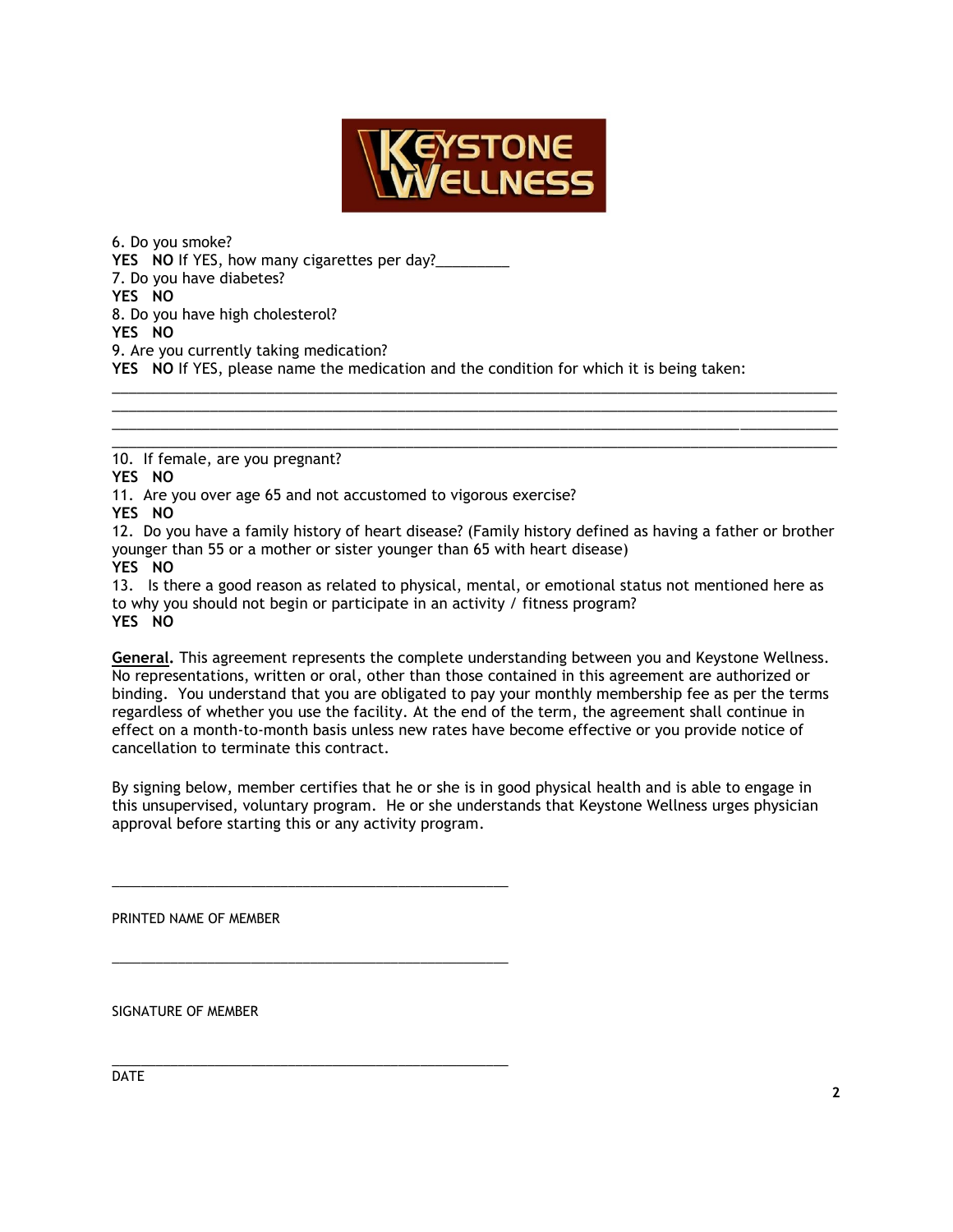6. Do you smoke?
**YES NO** If YES, how many cigarettes per day?_________
7. Do you have diabetes?
**YES NO**
8. Do you have high cholesterol?
**YES NO**
9. Are you currently taking medication?
**YES NO** If YES, please name the medication and the condition for which it is being taken:
________________________________________________________________________________________
________________________________________________________________________________________
________________________________________________________________________________________
________________________________________________________________________________________
10. If female, are you pregnant?
**YES NO**
11. Are you over age 65 and not accustomed to vigorous exercise?
**YES NO**
12. Do you have a family history of heart disease? (Family history defined as having a father or brother younger than 55 or a mother or sister younger than 65 with heart disease)
**YES NO**
13. Is there a good reason as related to physical, mental, or emotional status not mentioned here as to why you should not begin or participate in an activity / fitness program?
**YES NO**

**General.** This agreement represents the complete understanding between you and Keystone Wellness. No representations, written or oral, other than those contained in this agreement are authorized or binding. You understand that you are obligated to pay your monthly membership fee as per the terms regardless of whether you use the facility. At the end of the term, the agreement shall continue in effect on a month-to-month basis unless new rates have become effective or you provide notice of cancellation to terminate this contract.

By signing below, member certifies that he or she is in good physical health and is able to engage in this unsupervised, voluntary program. He or she understands that Keystone Wellness urges physician approval before starting this or any activity program.

_______________________________________________

PRINTED NAME OF MEMBER

_______________________________________________

SIGNATURE OF MEMBER

_______________________________________________
DATE